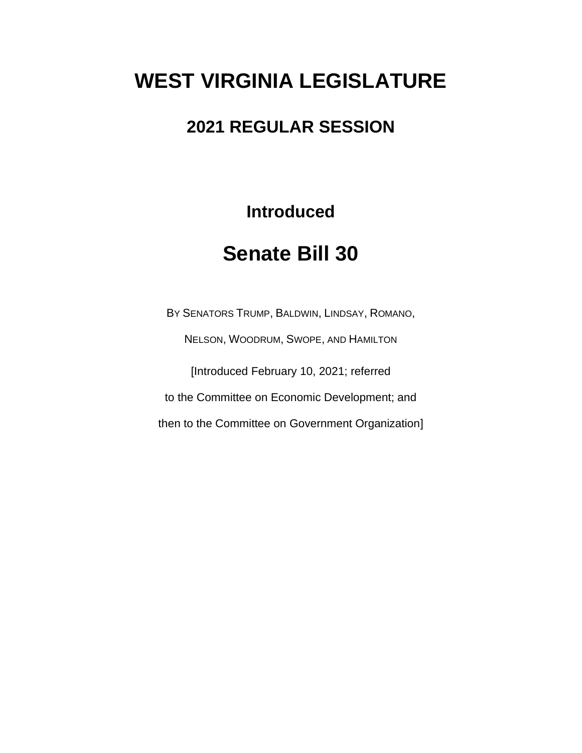# WEST VIRGINIA LEGISLATURE

## 2021 REGULAR SESSION

### Introduced

## Senate Bill 30

BY SENATORS TRUMP, BALDWIN, LINDSAY, ROMANO,

NELSON, WOODRUM, SWOPE, AND HAMILTON

[Introduced February 10, 2021; referred

to the Committee on Economic Development; and

then to the Committee on Government Organization]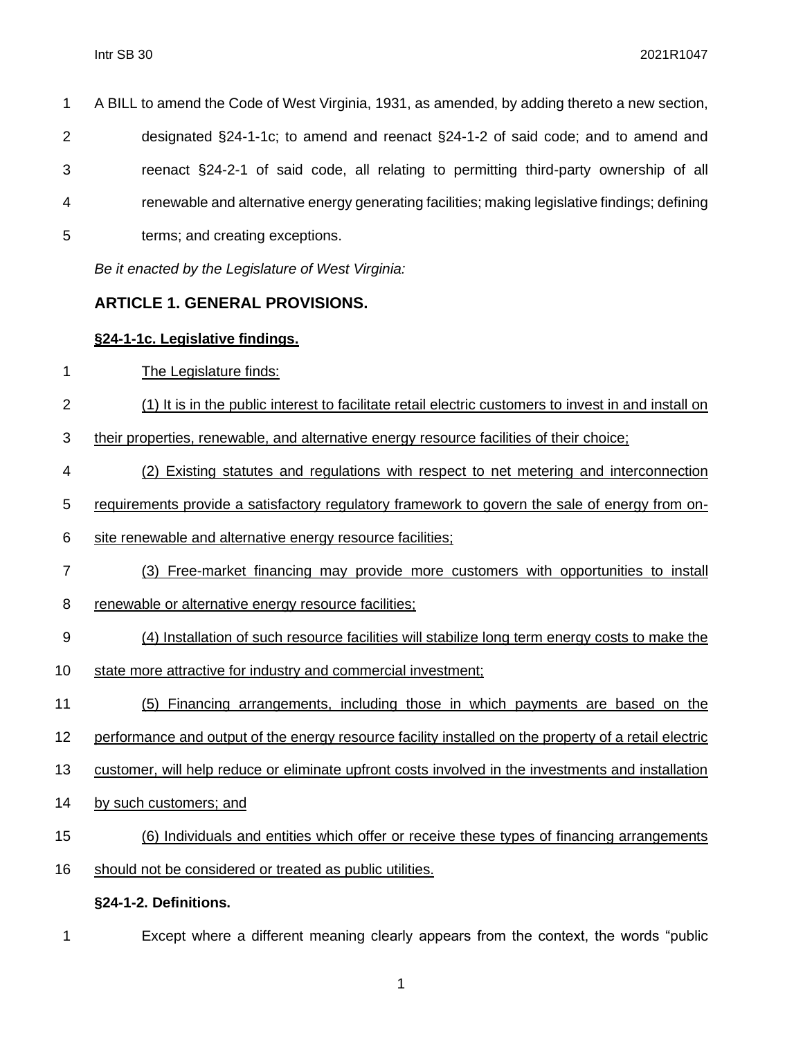A BILL to amend the Code of West Virginia, 1931, as amended, by adding thereto a new section, designated §24-1-1c; to amend and reenact §24-1-2 of said code; and to amend and reenact §24-2-1 of said code, all relating to permitting third-party ownership of all renewable and alternative energy generating facilities; making legislative findings; defining terms; and creating exceptions.

*Be it enacted by the Legislature of West Virginia:*

## ARTICLE 1. GENERAL PROVISIONS.

### §24-1-1c. Legislative findings.

The Legislature finds:

(1) It is in the public interest to facilitate retail electric customers to invest in and install on their properties, renewable, and alternative energy resource facilities of their choice;

(2) Existing statutes and regulations with respect to net metering and interconnection requirements provide a satisfactory regulatory framework to govern the sale of energy from on-site renewable and alternative energy resource facilities;

(3) Free-market financing may provide more customers with opportunities to install renewable or alternative energy resource facilities;

(4) Installation of such resource facilities will stabilize long term energy costs to make the state more attractive for industry and commercial investment;

(5) Financing arrangements, including those in which payments are based on the performance and output of the energy resource facility installed on the property of a retail electric customer, will help reduce or eliminate upfront costs involved in the investments and installation by such customers; and

(6) Individuals and entities which offer or receive these types of financing arrangements should not be considered or treated as public utilities.

### §24-1-2. Definitions.

Except where a different meaning clearly appears from the context, the words "public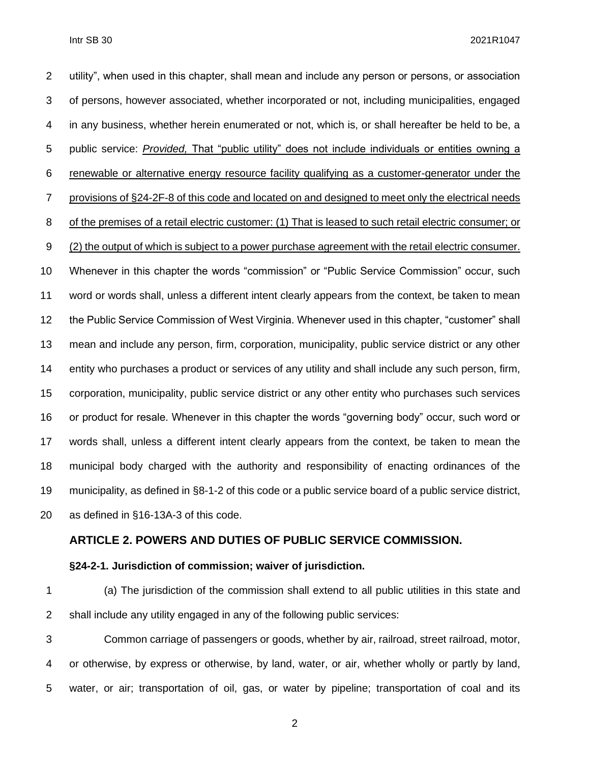utility", when used in this chapter, shall mean and include any person or persons, or association of persons, however associated, whether incorporated or not, including municipalities, engaged in any business, whether herein enumerated or not, which is, or shall hereafter be held to be, a public service: <u>*Provided,* That "public utility" does not include individuals or entities owning a renewable or alternative energy resource facility qualifying as a customer-generator under the provisions of §24-2F-8 of this code and located on and designed to meet only the electrical needs of the premises of a retail electric customer: (1) That is leased to such retail electric consumer; or (2) the output of which is subject to a power purchase agreement with the retail electric consumer.</u> Whenever in this chapter the words "commission" or "Public Service Commission" occur, such word or words shall, unless a different intent clearly appears from the context, be taken to mean the Public Service Commission of West Virginia. Whenever used in this chapter, "customer" shall mean and include any person, firm, corporation, municipality, public service district or any other entity who purchases a product or services of any utility and shall include any such person, firm, corporation, municipality, public service district or any other entity who purchases such services or product for resale. Whenever in this chapter the words "governing body" occur, such word or words shall, unless a different intent clearly appears from the context, be taken to mean the municipal body charged with the authority and responsibility of enacting ordinances of the municipality, as defined in §8-1-2 of this code or a public service board of a public service district, as defined in §16-13A-3 of this code.

## ARTICLE 2. POWERS AND DUTIES OF PUBLIC SERVICE COMMISSION.

### §24-2-1. Jurisdiction of commission; waiver of jurisdiction.

(a) The jurisdiction of the commission shall extend to all public utilities in this state and shall include any utility engaged in any of the following public services:

Common carriage of passengers or goods, whether by air, railroad, street railroad, motor, or otherwise, by express or otherwise, by land, water, or air, whether wholly or partly by land, water, or air; transportation of oil, gas, or water by pipeline; transportation of coal and its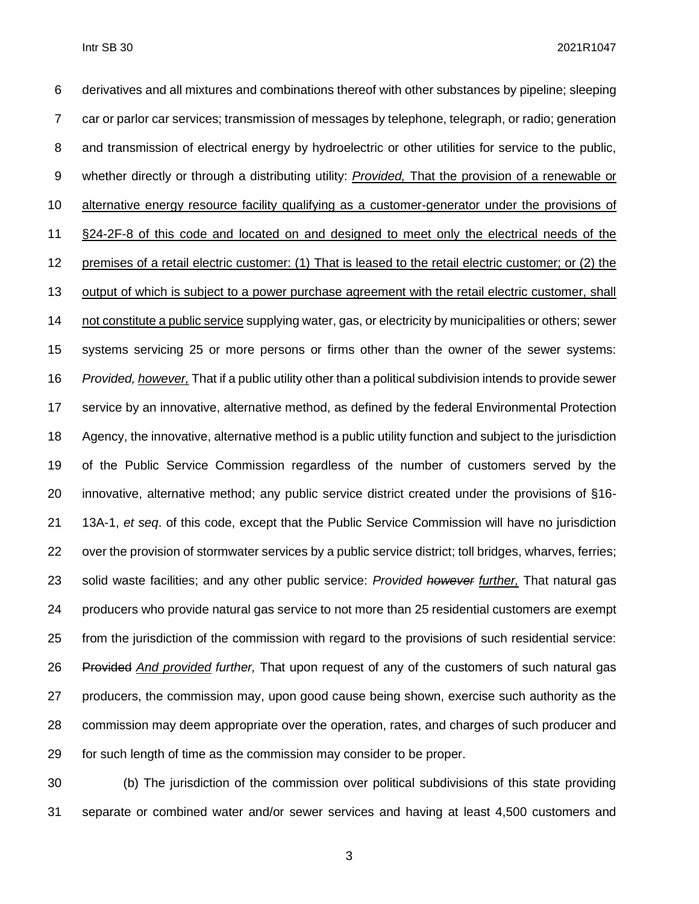derivatives and all mixtures and combinations thereof with other substances by pipeline; sleeping car or parlor car services; transmission of messages by telephone, telegraph, or radio; generation and transmission of electrical energy by hydroelectric or other utilities for service to the public, whether directly or through a distributing utility: <u>*Provided,* That the provision of a renewable or alternative energy resource facility qualifying as a customer-generator under the provisions of §24-2F-8 of this code and located on and designed to meet only the electrical needs of the premises of a retail electric customer: (1) That is leased to the retail electric customer; or (2) the output of which is subject to a power purchase agreement with the retail electric customer, shall not constitute a public service</u> supplying water, gas, or electricity by municipalities or others; sewer systems servicing 25 or more persons or firms other than the owner of the sewer systems: *Provided, <u>however,</u>* That if a public utility other than a political subdivision intends to provide sewer service by an innovative, alternative method, as defined by the federal Environmental Protection Agency, the innovative, alternative method is a public utility function and subject to the jurisdiction of the Public Service Commission regardless of the number of customers served by the innovative, alternative method; any public service district created under the provisions of §16-13A-1, *et seq*. of this code, except that the Public Service Commission will have no jurisdiction over the provision of stormwater services by a public service district; toll bridges, wharves, ferries; solid waste facilities; and any other public service: *Provided ~~however~~ <u>further,</u>* That natural gas producers who provide natural gas service to not more than 25 residential customers are exempt from the jurisdiction of the commission with regard to the provisions of such residential service: ~~Provided~~ *<u>And provided</u> further,* That upon request of any of the customers of such natural gas producers, the commission may, upon good cause being shown, exercise such authority as the commission may deem appropriate over the operation, rates, and charges of such producer and for such length of time as the commission may consider to be proper.

(b) The jurisdiction of the commission over political subdivisions of this state providing separate or combined water and/or sewer services and having at least 4,500 customers and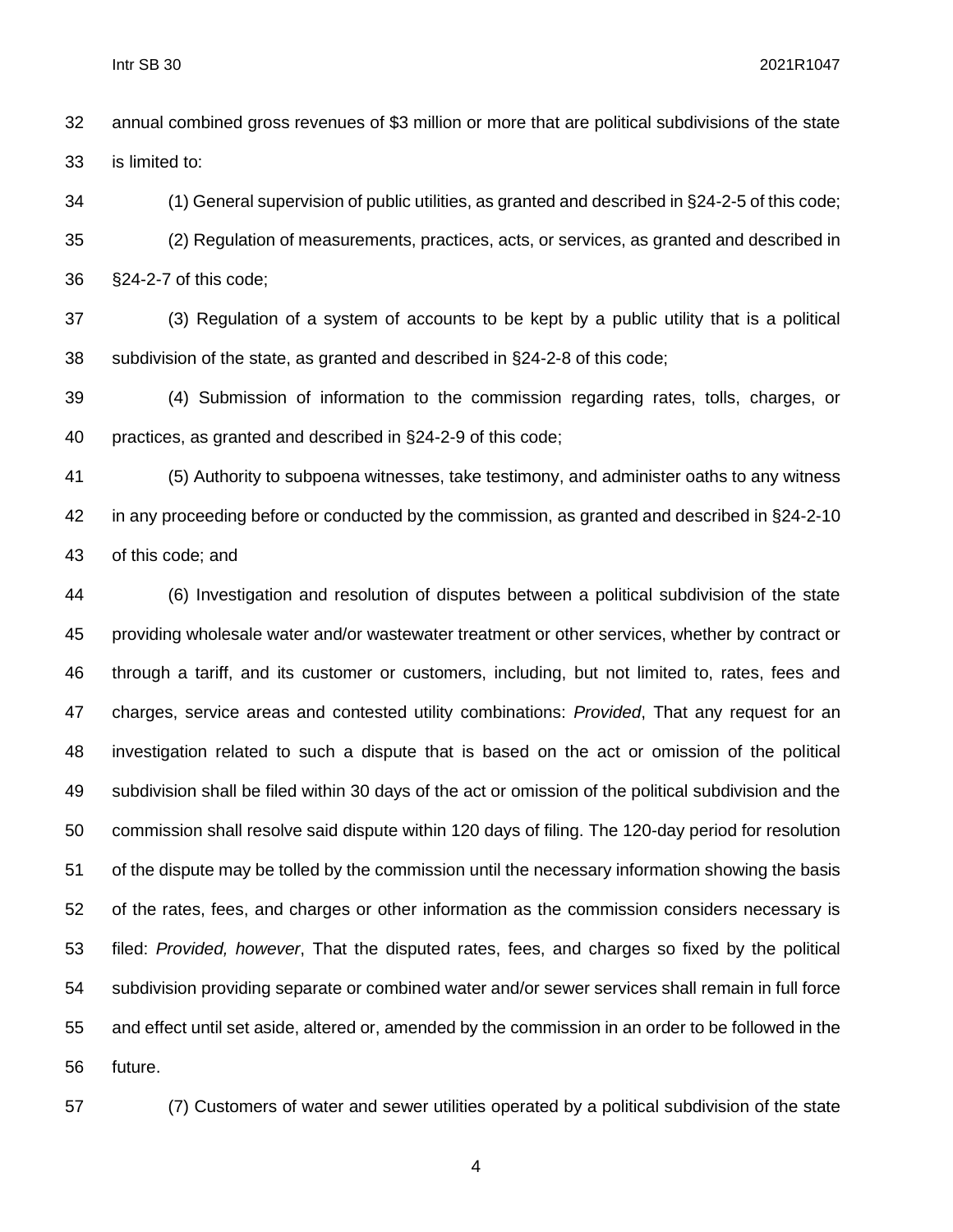annual combined gross revenues of $3 million or more that are political subdivisions of the state is limited to:

(1) General supervision of public utilities, as granted and described in §24-2-5 of this code;

(2) Regulation of measurements, practices, acts, or services, as granted and described in §24-2-7 of this code;

(3) Regulation of a system of accounts to be kept by a public utility that is a political subdivision of the state, as granted and described in §24-2-8 of this code;

(4) Submission of information to the commission regarding rates, tolls, charges, or practices, as granted and described in §24-2-9 of this code;

(5) Authority to subpoena witnesses, take testimony, and administer oaths to any witness in any proceeding before or conducted by the commission, as granted and described in §24-2-10 of this code; and

(6) Investigation and resolution of disputes between a political subdivision of the state providing wholesale water and/or wastewater treatment or other services, whether by contract or through a tariff, and its customer or customers, including, but not limited to, rates, fees and charges, service areas and contested utility combinations: *Provided*, That any request for an investigation related to such a dispute that is based on the act or omission of the political subdivision shall be filed within 30 days of the act or omission of the political subdivision and the commission shall resolve said dispute within 120 days of filing. The 120-day period for resolution of the dispute may be tolled by the commission until the necessary information showing the basis of the rates, fees, and charges or other information as the commission considers necessary is filed: *Provided, however*, That the disputed rates, fees, and charges so fixed by the political subdivision providing separate or combined water and/or sewer services shall remain in full force and effect until set aside, altered or, amended by the commission in an order to be followed in the future.

(7) Customers of water and sewer utilities operated by a political subdivision of the state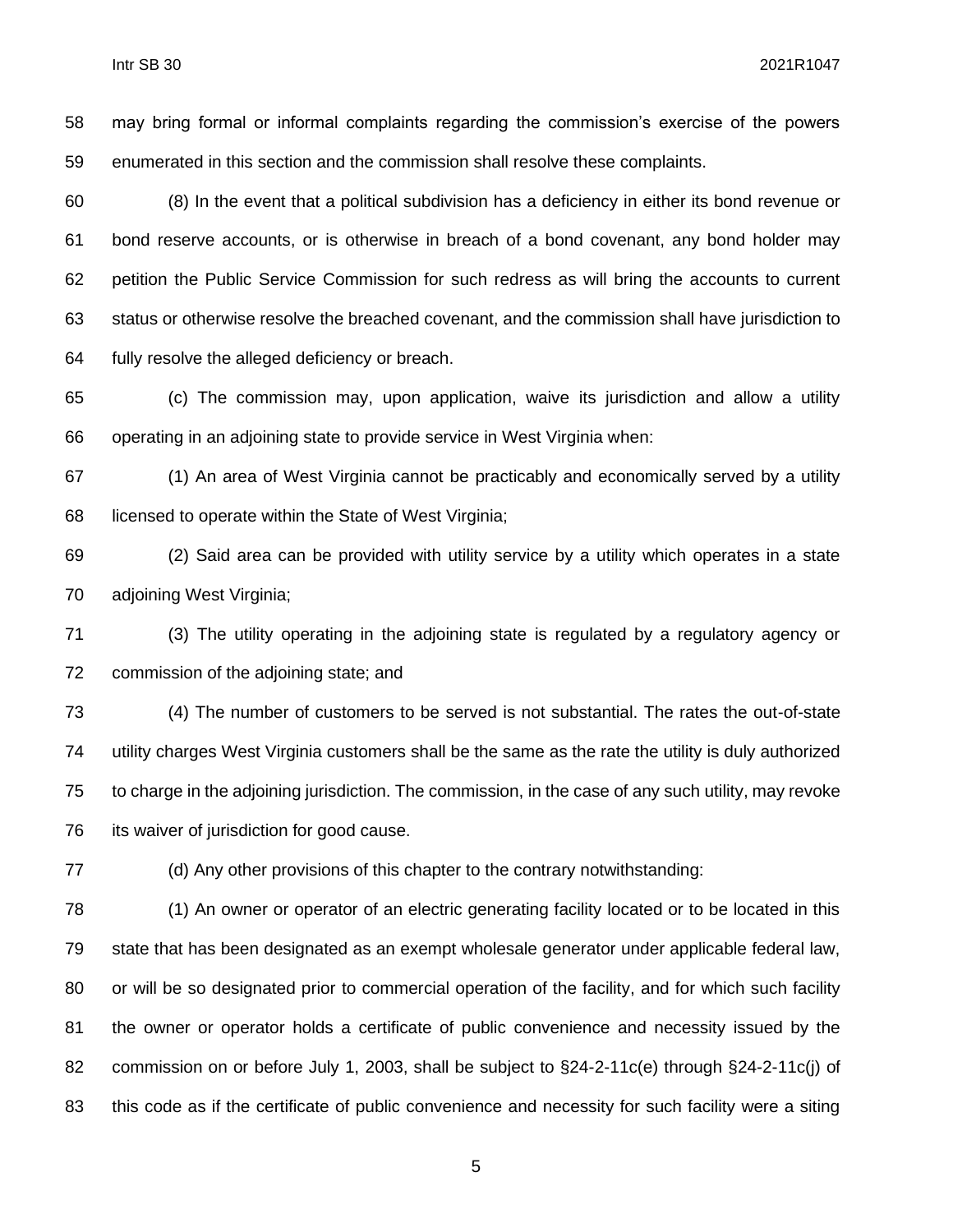may bring formal or informal complaints regarding the commission's exercise of the powers enumerated in this section and the commission shall resolve these complaints.

(8) In the event that a political subdivision has a deficiency in either its bond revenue or bond reserve accounts, or is otherwise in breach of a bond covenant, any bond holder may petition the Public Service Commission for such redress as will bring the accounts to current status or otherwise resolve the breached covenant, and the commission shall have jurisdiction to fully resolve the alleged deficiency or breach.

(c) The commission may, upon application, waive its jurisdiction and allow a utility operating in an adjoining state to provide service in West Virginia when:

(1) An area of West Virginia cannot be practicably and economically served by a utility licensed to operate within the State of West Virginia;

(2) Said area can be provided with utility service by a utility which operates in a state adjoining West Virginia;

(3) The utility operating in the adjoining state is regulated by a regulatory agency or commission of the adjoining state; and

(4) The number of customers to be served is not substantial. The rates the out-of-state utility charges West Virginia customers shall be the same as the rate the utility is duly authorized to charge in the adjoining jurisdiction. The commission, in the case of any such utility, may revoke its waiver of jurisdiction for good cause.

(d) Any other provisions of this chapter to the contrary notwithstanding:

(1) An owner or operator of an electric generating facility located or to be located in this state that has been designated as an exempt wholesale generator under applicable federal law, or will be so designated prior to commercial operation of the facility, and for which such facility the owner or operator holds a certificate of public convenience and necessity issued by the commission on or before July 1, 2003, shall be subject to §24-2-11c(e) through §24-2-11c(j) of this code as if the certificate of public convenience and necessity for such facility were a siting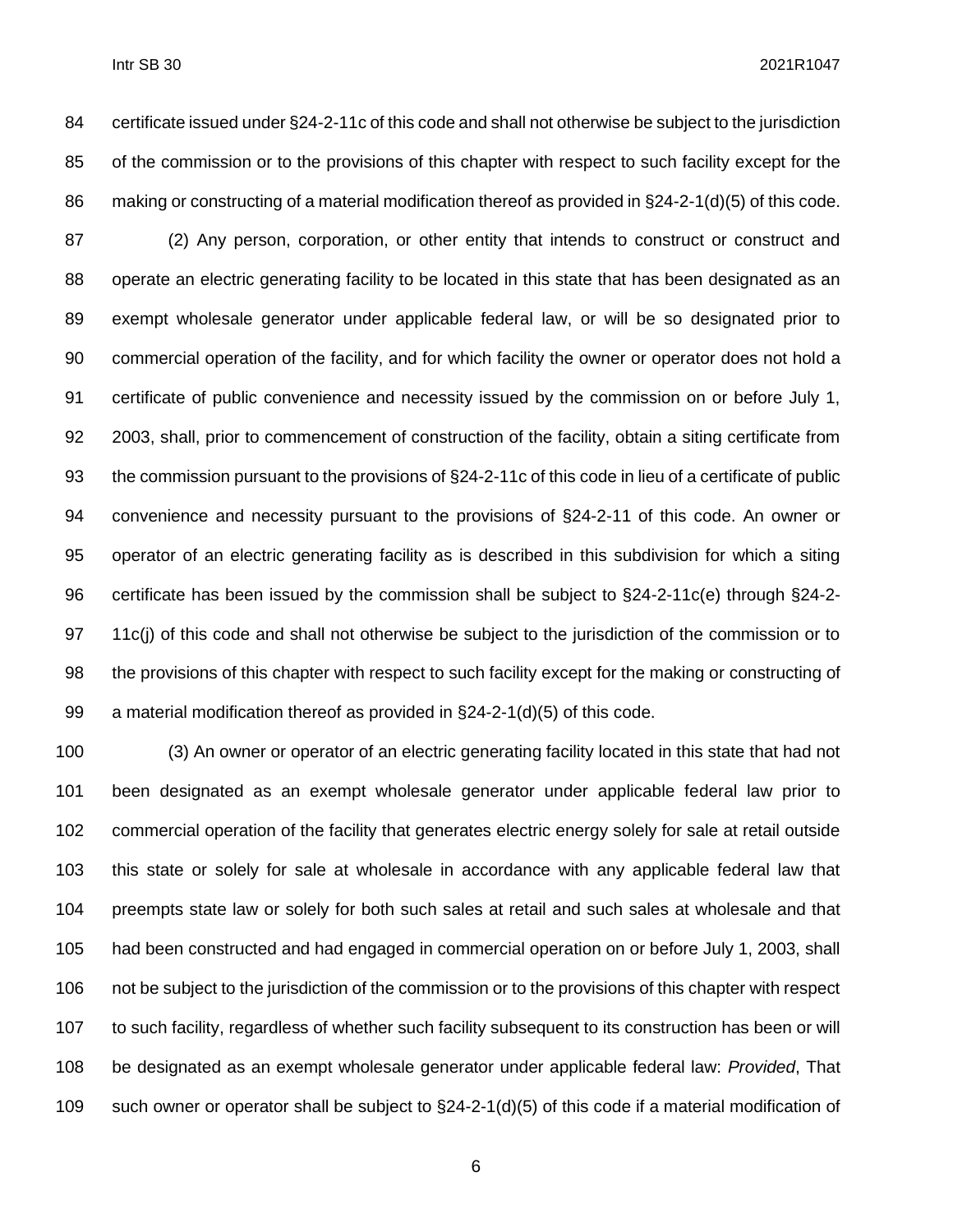certificate issued under §24-2-11c of this code and shall not otherwise be subject to the jurisdiction of the commission or to the provisions of this chapter with respect to such facility except for the making or constructing of a material modification thereof as provided in §24-2-1(d)(5) of this code.

(2) Any person, corporation, or other entity that intends to construct or construct and operate an electric generating facility to be located in this state that has been designated as an exempt wholesale generator under applicable federal law, or will be so designated prior to commercial operation of the facility, and for which facility the owner or operator does not hold a certificate of public convenience and necessity issued by the commission on or before July 1, 2003, shall, prior to commencement of construction of the facility, obtain a siting certificate from the commission pursuant to the provisions of §24-2-11c of this code in lieu of a certificate of public convenience and necessity pursuant to the provisions of §24-2-11 of this code. An owner or operator of an electric generating facility as is described in this subdivision for which a siting certificate has been issued by the commission shall be subject to §24-2-11c(e) through §24-2-11c(j) of this code and shall not otherwise be subject to the jurisdiction of the commission or to the provisions of this chapter with respect to such facility except for the making or constructing of a material modification thereof as provided in §24-2-1(d)(5) of this code.

(3) An owner or operator of an electric generating facility located in this state that had not been designated as an exempt wholesale generator under applicable federal law prior to commercial operation of the facility that generates electric energy solely for sale at retail outside this state or solely for sale at wholesale in accordance with any applicable federal law that preempts state law or solely for both such sales at retail and such sales at wholesale and that had been constructed and had engaged in commercial operation on or before July 1, 2003, shall not be subject to the jurisdiction of the commission or to the provisions of this chapter with respect to such facility, regardless of whether such facility subsequent to its construction has been or will be designated as an exempt wholesale generator under applicable federal law: *Provided*, That such owner or operator shall be subject to §24-2-1(d)(5) of this code if a material modification of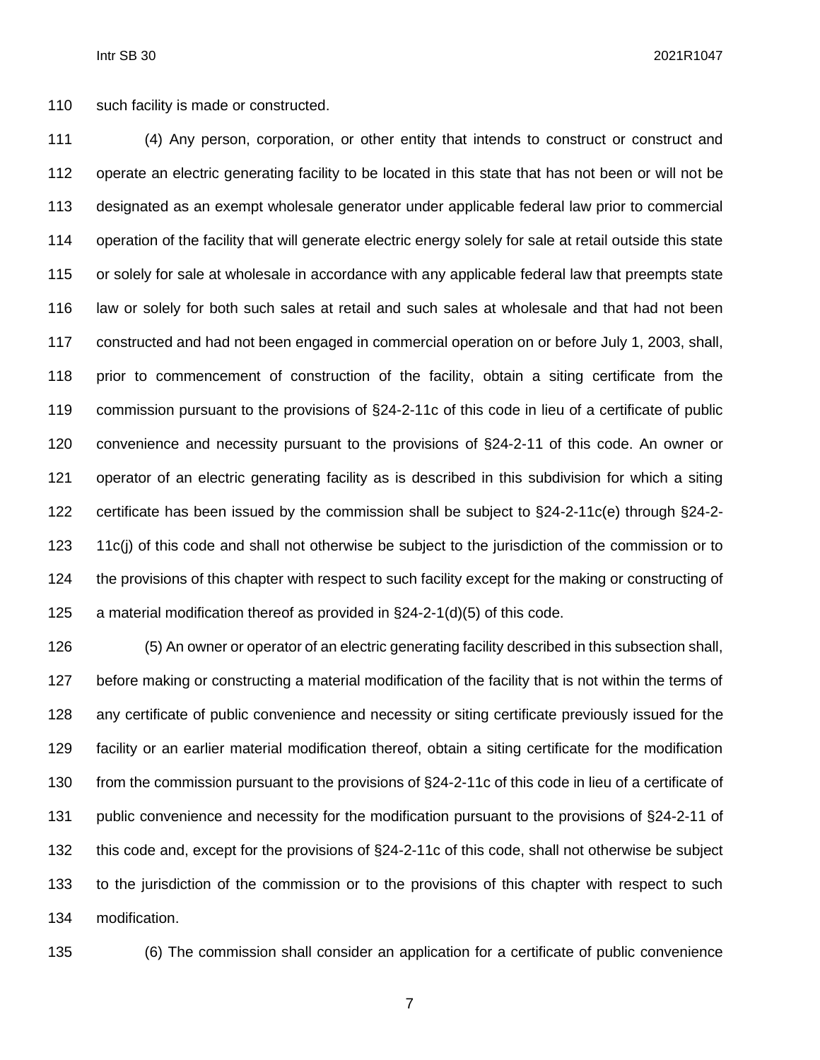such facility is made or constructed.

(4) Any person, corporation, or other entity that intends to construct or construct and operate an electric generating facility to be located in this state that has not been or will not be designated as an exempt wholesale generator under applicable federal law prior to commercial operation of the facility that will generate electric energy solely for sale at retail outside this state or solely for sale at wholesale in accordance with any applicable federal law that preempts state law or solely for both such sales at retail and such sales at wholesale and that had not been constructed and had not been engaged in commercial operation on or before July 1, 2003, shall, prior to commencement of construction of the facility, obtain a siting certificate from the commission pursuant to the provisions of §24-2-11c of this code in lieu of a certificate of public convenience and necessity pursuant to the provisions of §24-2-11 of this code. An owner or operator of an electric generating facility as is described in this subdivision for which a siting certificate has been issued by the commission shall be subject to §24-2-11c(e) through §24-2-11c(j) of this code and shall not otherwise be subject to the jurisdiction of the commission or to the provisions of this chapter with respect to such facility except for the making or constructing of a material modification thereof as provided in §24-2-1(d)(5) of this code.

(5) An owner or operator of an electric generating facility described in this subsection shall, before making or constructing a material modification of the facility that is not within the terms of any certificate of public convenience and necessity or siting certificate previously issued for the facility or an earlier material modification thereof, obtain a siting certificate for the modification from the commission pursuant to the provisions of §24-2-11c of this code in lieu of a certificate of public convenience and necessity for the modification pursuant to the provisions of §24-2-11 of this code and, except for the provisions of §24-2-11c of this code, shall not otherwise be subject to the jurisdiction of the commission or to the provisions of this chapter with respect to such modification.

(6) The commission shall consider an application for a certificate of public convenience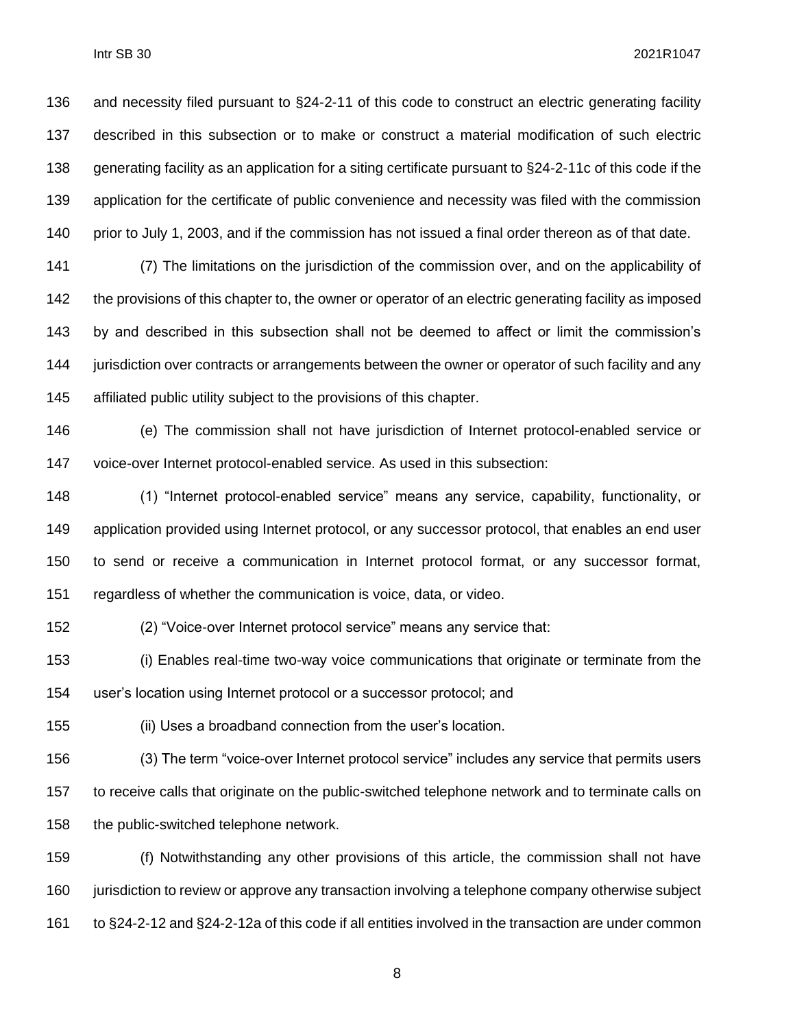and necessity filed pursuant to §24-2-11 of this code to construct an electric generating facility described in this subsection or to make or construct a material modification of such electric generating facility as an application for a siting certificate pursuant to §24-2-11c of this code if the application for the certificate of public convenience and necessity was filed with the commission prior to July 1, 2003, and if the commission has not issued a final order thereon as of that date.

(7) The limitations on the jurisdiction of the commission over, and on the applicability of the provisions of this chapter to, the owner or operator of an electric generating facility as imposed by and described in this subsection shall not be deemed to affect or limit the commission's jurisdiction over contracts or arrangements between the owner or operator of such facility and any affiliated public utility subject to the provisions of this chapter.

(e) The commission shall not have jurisdiction of Internet protocol-enabled service or voice-over Internet protocol-enabled service. As used in this subsection:

(1) "Internet protocol-enabled service" means any service, capability, functionality, or application provided using Internet protocol, or any successor protocol, that enables an end user to send or receive a communication in Internet protocol format, or any successor format, regardless of whether the communication is voice, data, or video.

(2) "Voice-over Internet protocol service" means any service that:

(i) Enables real-time two-way voice communications that originate or terminate from the user's location using Internet protocol or a successor protocol; and

(ii) Uses a broadband connection from the user's location.

(3) The term "voice-over Internet protocol service" includes any service that permits users to receive calls that originate on the public-switched telephone network and to terminate calls on the public-switched telephone network.

(f) Notwithstanding any other provisions of this article, the commission shall not have jurisdiction to review or approve any transaction involving a telephone company otherwise subject to §24-2-12 and §24-2-12a of this code if all entities involved in the transaction are under common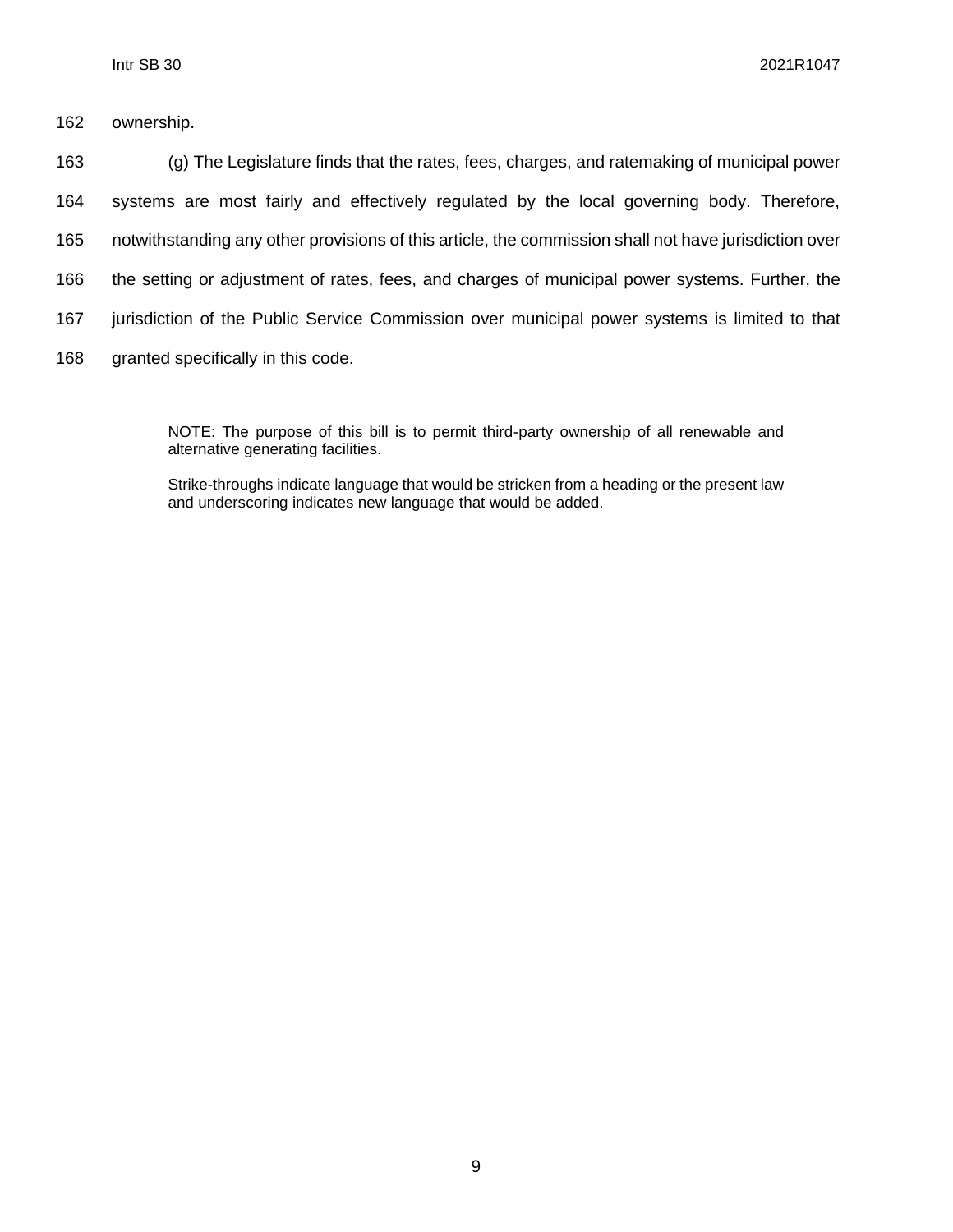ownership.

(g) The Legislature finds that the rates, fees, charges, and ratemaking of municipal power systems are most fairly and effectively regulated by the local governing body. Therefore, notwithstanding any other provisions of this article, the commission shall not have jurisdiction over the setting or adjustment of rates, fees, and charges of municipal power systems. Further, the jurisdiction of the Public Service Commission over municipal power systems is limited to that granted specifically in this code.

NOTE: The purpose of this bill is to permit third-party ownership of all renewable and alternative generating facilities.

Strike-throughs indicate language that would be stricken from a heading or the present law and underscoring indicates new language that would be added.